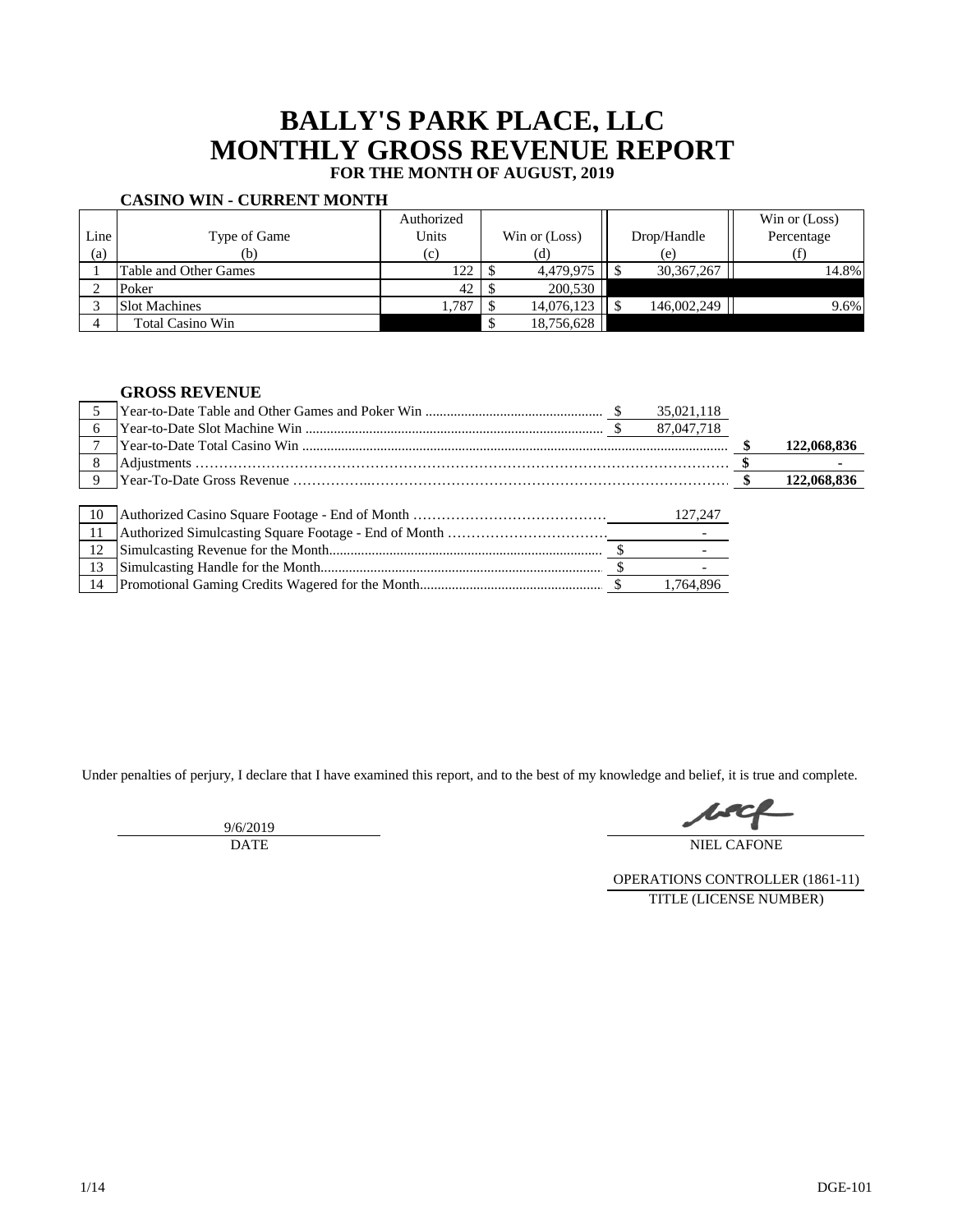# BALLY'S PARK PLACE, LLC
# MONTHLY GROSS REVENUE REPORT
### FOR THE MONTH OF AUGUST, 2019

**CASINO WIN - CURRENT MONTH**

| Line (a) | Type of Game (b) | Authorized Units (c) | Win or (Loss) (d) | Drop/Handle (e) | Win or (Loss) Percentage (f) |
|---|---|---|---|---|---|
| 1 | Table and Other Games | 122 | $ 4,479,975 | $ 30,367,267 | 14.8% |
| 2 | Poker | 42 | $ 200,530 | | |
| 3 | Slot Machines | 1,787 | $ 14,076,123 | $ 146,002,249 | 9.6% |
| 4 | Total Casino Win | | $ 18,756,628 | | |

**GROSS REVENUE**

| Line | Description | Amount | Total |
|---|---|---|---|
| 5 | Year-to-Date Table and Other Games and Poker Win | $ 35,021,118 | |
| 6 | Year-to-Date Slot Machine Win | $ 87,047,718 | |
| 7 | Year-to-Date Total Casino Win | | **$ 122,068,836** |
| 8 | Adjustments | | **$ -** |
| 9 | Year-To-Date Gross Revenue | | **$ 122,068,836** |
| 10 | Authorized Casino Square Footage - End of Month | 127,247 | |
| 11 | Authorized Simulcasting Square Footage - End of Month | - | |
| 12 | Simulcasting Revenue for the Month | $ - | |
| 13 | Simulcasting Handle for the Month | $ - | |
| 14 | Promotional Gaming Credits Wagered for the Month | $ 1,764,896 | |

Under penalties of perjury, I declare that I have examined this report, and to the best of my knowledge and belief, it is true and complete.

9/6/2019
DATE

NIEL CAFONE

OPERATIONS CONTROLLER (1861-11)
TITLE (LICENSE NUMBER)

DGE-101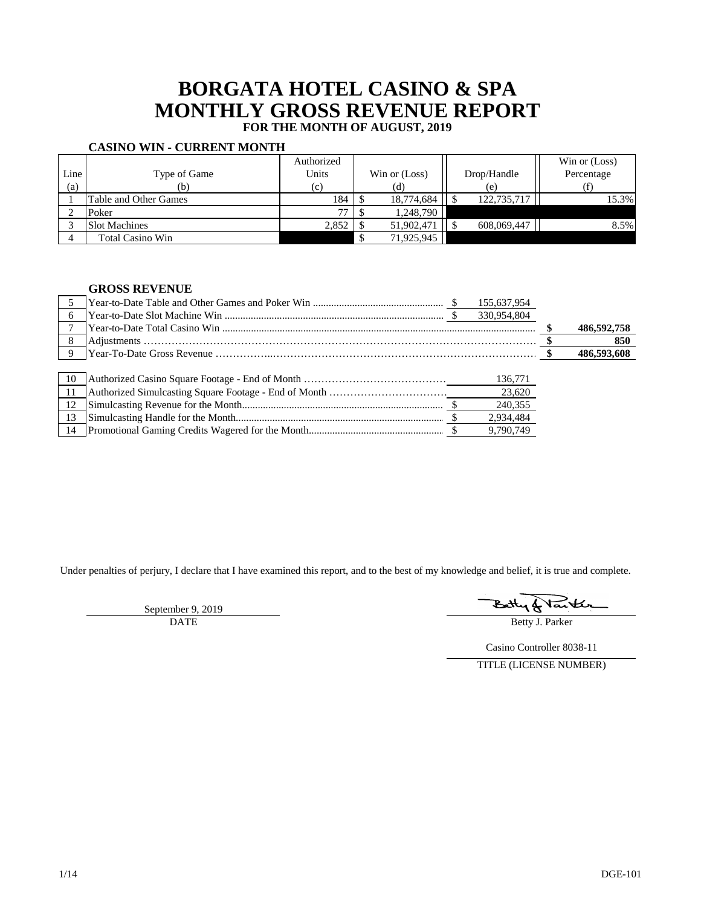# BORGATA HOTEL CASINO & SPA
# MONTHLY GROSS REVENUE REPORT
### FOR THE MONTH OF AUGUST, 2019

**CASINO WIN - CURRENT MONTH**

| Line (a) | Type of Game (b) | Authorized Units (c) | Win or (Loss) (d) | Drop/Handle (e) | Win or (Loss) Percentage (f) |
|---|---|---|---|---|---|
| 1 | Table and Other Games | 184 | $ 18,774,684 | $ 122,735,717 | 15.3% |
| 2 | Poker | 77 | $ 1,248,790 | | |
| 3 | Slot Machines | 2,852 | $ 51,902,471 | $ 608,069,447 | 8.5% |
| 4 | Total Casino Win | | $ 71,925,945 | | |

**GROSS REVENUE**

| Line | Description | | |
|---|---|---|---|
| 5 | Year-to-Date Table and Other Games and Poker Win | $ 155,637,954 | |
| 6 | Year-to-Date Slot Machine Win | $ 330,954,804 | |
| 7 | Year-to-Date Total Casino Win | | **$ 486,592,758** |
| 8 | Adjustments | | **$ 850** |
| 9 | Year-To-Date Gross Revenue | | **$ 486,593,608** |

| Line | Description | |
|---|---|---|
| 10 | Authorized Casino Square Footage - End of Month | 136,771 |
| 11 | Authorized Simulcasting Square Footage - End of Month | 23,620 |
| 12 | Simulcasting Revenue for the Month | $ 240,355 |
| 13 | Simulcasting Handle for the Month | $ 2,934,484 |
| 14 | Promotional Gaming Credits Wagered for the Month | $ 9,790,749 |

Under penalties of perjury, I declare that I have examined this report, and to the best of my knowledge and belief, it is true and complete.

September 9, 2019
DATE

Betty J. Parker

Casino Controller 8038-11
TITLE (LICENSE NUMBER)

1/14 DGE-101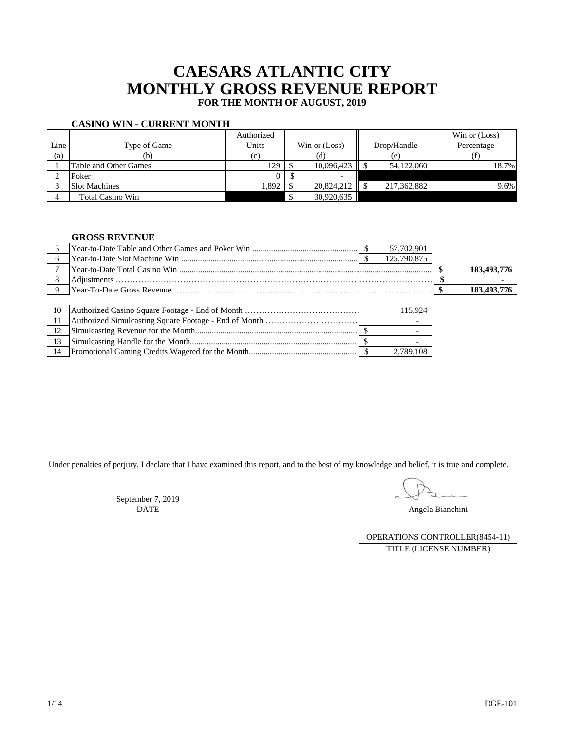# CAESARS ATLANTIC CITY
# MONTHLY GROSS REVENUE REPORT
### FOR THE MONTH OF AUGUST, 2019

**CASINO WIN - CURRENT MONTH**

| Line (a) | Type of Game (b) | Authorized Units (c) | Win or (Loss) (d) | Drop/Handle (e) | Win or (Loss) Percentage (f) |
|---|---|---|---|---|---|
| 1 | Table and Other Games | 129 | $ 10,096,423 | $ 54,122,060 | 18.7% |
| 2 | Poker | 0 | $ - | | |
| 3 | Slot Machines | 1,892 | $ 20,824,212 | $ 217,362,882 | 9.6% |
| 4 | Total Casino Win | | $ 30,920,635 | | |

**GROSS REVENUE**

| Line | Description | | |
|---|---|---|---|
| 5 | Year-to-Date Table and Other Games and Poker Win | $ 57,702,901 | |
| 6 | Year-to-Date Slot Machine Win | $ 125,790,875 | |
| 7 | Year-to-Date Total Casino Win | | **$ 183,493,776** |
| 8 | Adjustments | | **$ -** |
| 9 | Year-To-Date Gross Revenue | | **$ 183,493,776** |

| Line | Description | |
|---|---|---|
| 10 | Authorized Casino Square Footage - End of Month | 115,924 |
| 11 | Authorized Simulcasting Square Footage - End of Month | - |
| 12 | Simulcasting Revenue for the Month | $ - |
| 13 | Simulcasting Handle for the Month | $ - |
| 14 | Promotional Gaming Credits Wagered for the Month | $ 2,789,108 |

Under penalties of perjury, I declare that I have examined this report, and to the best of my knowledge and belief, it is true and complete.

September 7, 2019
DATE

Angela Bianchini

OPERATIONS CONTROLLER(8454-11)
TITLE (LICENSE NUMBER)

DGE-101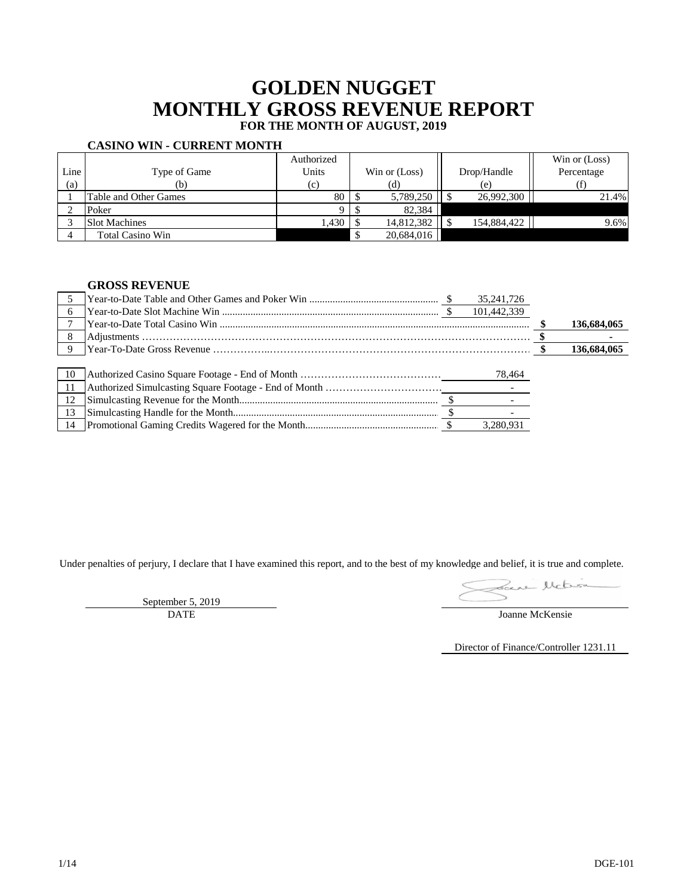# GOLDEN NUGGET
# MONTHLY GROSS REVENUE REPORT
### FOR THE MONTH OF AUGUST, 2019

**CASINO WIN - CURRENT MONTH**

| Line (a) | Type of Game (b) | Authorized Units (c) | Win or (Loss) (d) | Drop/Handle (e) | Win or (Loss) Percentage (f) |
|---|---|---|---|---|---|
| 1 | Table and Other Games | 80 | $ 5,789,250 | $ 26,992,300 | 21.4% |
| 2 | Poker | 9 | $ 82,384 | | |
| 3 | Slot Machines | 1,430 | $ 14,812,382 | $ 154,884,422 | 9.6% |
| 4 | Total Casino Win | | $ 20,684,016 | | |

**GROSS REVENUE**

| Line | Description | | |
|---|---|---|---|
| 5 | Year-to-Date Table and Other Games and Poker Win | $ 35,241,726 | |
| 6 | Year-to-Date Slot Machine Win | $ 101,442,339 | |
| 7 | Year-to-Date Total Casino Win | | **$ 136,684,065** |
| 8 | Adjustments | | **$ -** |
| 9 | Year-To-Date Gross Revenue | | **$ 136,684,065** |

| Line | Description | |
|---|---|---|
| 10 | Authorized Casino Square Footage - End of Month | 78,464 |
| 11 | Authorized Simulcasting Square Footage - End of Month | - |
| 12 | Simulcasting Revenue for the Month | $ - |
| 13 | Simulcasting Handle for the Month | $ - |
| 14 | Promotional Gaming Credits Wagered for the Month | $ 3,280,931 |

Under penalties of perjury, I declare that I have examined this report, and to the best of my knowledge and belief, it is true and complete.

September 5, 2019
DATE

Joanne McKensie

Director of Finance/Controller 1231.11

DGE-101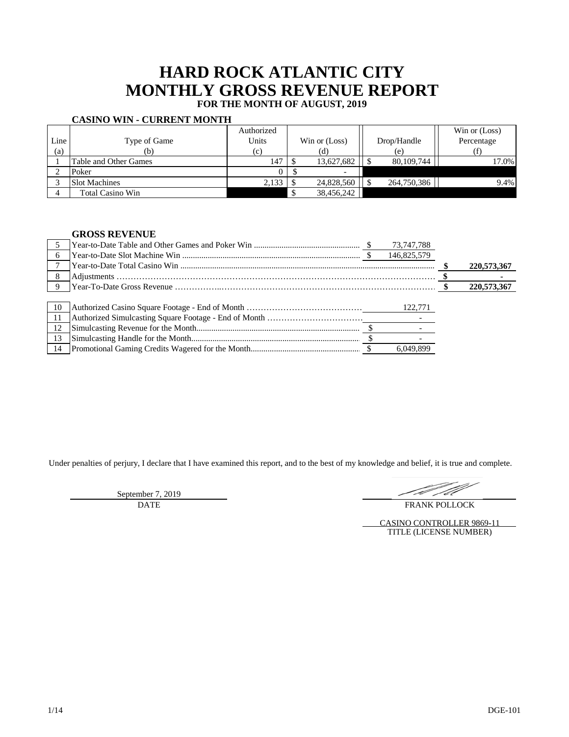# HARD ROCK ATLANTIC CITY
# MONTHLY GROSS REVENUE REPORT
### FOR THE MONTH OF AUGUST, 2019

**CASINO WIN - CURRENT MONTH**

| Line (a) | Type of Game (b) | Authorized Units (c) | Win or (Loss) (d) | Drop/Handle (e) | Win or (Loss) Percentage (f) |
|---|---|---|---|---|---|
| 1 | Table and Other Games | 147 | $ 13,627,682 | $ 80,109,744 | 17.0% |
| 2 | Poker | 0 | $ - | | |
| 3 | Slot Machines | 2,133 | $ 24,828,560 | $ 264,750,386 | 9.4% |
| 4 | Total Casino Win | | $ 38,456,242 | | |

**GROSS REVENUE**

| Line | Description | | |
|---|---|---|---|
| 5 | Year-to-Date Table and Other Games and Poker Win | $ 73,747,788 | |
| 6 | Year-to-Date Slot Machine Win | $ 146,825,579 | |
| 7 | Year-to-Date Total Casino Win | | **$ 220,573,367** |
| 8 | Adjustments | | **$ -** |
| 9 | Year-To-Date Gross Revenue | | **$ 220,573,367** |

| Line | Description | |
|---|---|---|
| 10 | Authorized Casino Square Footage - End of Month | 122,771 |
| 11 | Authorized Simulcasting Square Footage - End of Month | - |
| 12 | Simulcasting Revenue for the Month | $ - |
| 13 | Simulcasting Handle for the Month | $ - |
| 14 | Promotional Gaming Credits Wagered for the Month | $ 6,049,899 |

Under penalties of perjury, I declare that I have examined this report, and to the best of my knowledge and belief, it is true and complete.

September 7, 2019
DATE

FRANK POLLOCK

CASINO CONTROLLER 9869-11
TITLE (LICENSE NUMBER)

1/14 DGE-101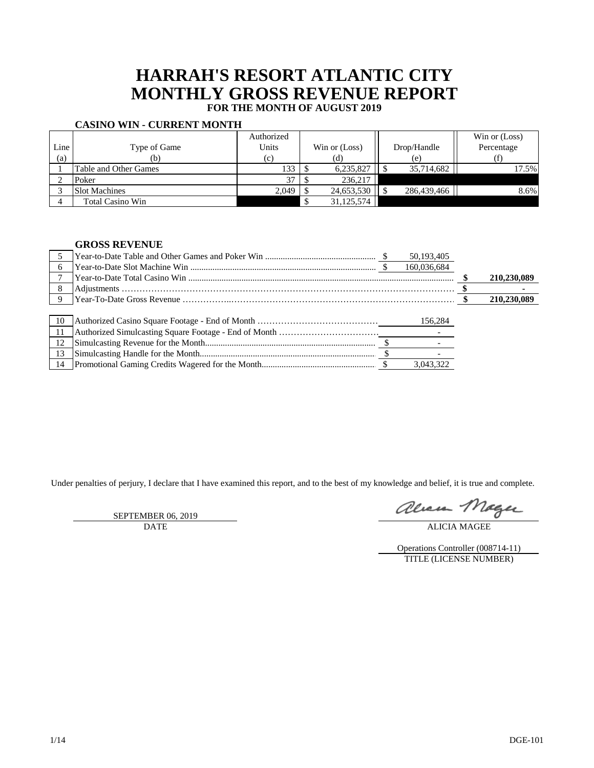# HARRAH'S RESORT ATLANTIC CITY
# MONTHLY GROSS REVENUE REPORT
### FOR THE MONTH OF AUGUST 2019

**CASINO WIN - CURRENT MONTH**

| Line (a) | Type of Game (b) | Authorized Units (c) | Win or (Loss) (d) | Drop/Handle (e) | Win or (Loss) Percentage (f) |
|---|---|---|---|---|---|
| 1 | Table and Other Games | 133 | $ 6,235,827 | $ 35,714,682 | 17.5% |
| 2 | Poker | 37 | $ 236,217 | | |
| 3 | Slot Machines | 2,049 | $ 24,653,530 | $ 286,439,466 | 8.6% |
| 4 | Total Casino Win | | $ 31,125,574 | | |

**GROSS REVENUE**

| Line | Description | Amount | Total |
|---|---|---|---|
| 5 | Year-to-Date Table and Other Games and Poker Win | $ 50,193,405 | |
| 6 | Year-to-Date Slot Machine Win | $ 160,036,684 | |
| 7 | Year-to-Date Total Casino Win | | **$ 210,230,089** |
| 8 | Adjustments | | **$ -** |
| 9 | Year-To-Date Gross Revenue | | **$ 210,230,089** |

| Line | Description | Amount |
|---|---|---|
| 10 | Authorized Casino Square Footage - End of Month | 156,284 |
| 11 | Authorized Simulcasting Square Footage - End of Month | - |
| 12 | Simulcasting Revenue for the Month | $ - |
| 13 | Simulcasting Handle for the Month | $ - |
| 14 | Promotional Gaming Credits Wagered for the Month | $ 3,043,322 |

Under penalties of perjury, I declare that I have examined this report, and to the best of my knowledge and belief, it is true and complete.

SEPTEMBER 06, 2019
DATE

Alicia Magee
ALICIA MAGEE

Operations Controller (008714-11)
TITLE (LICENSE NUMBER)

DGE-101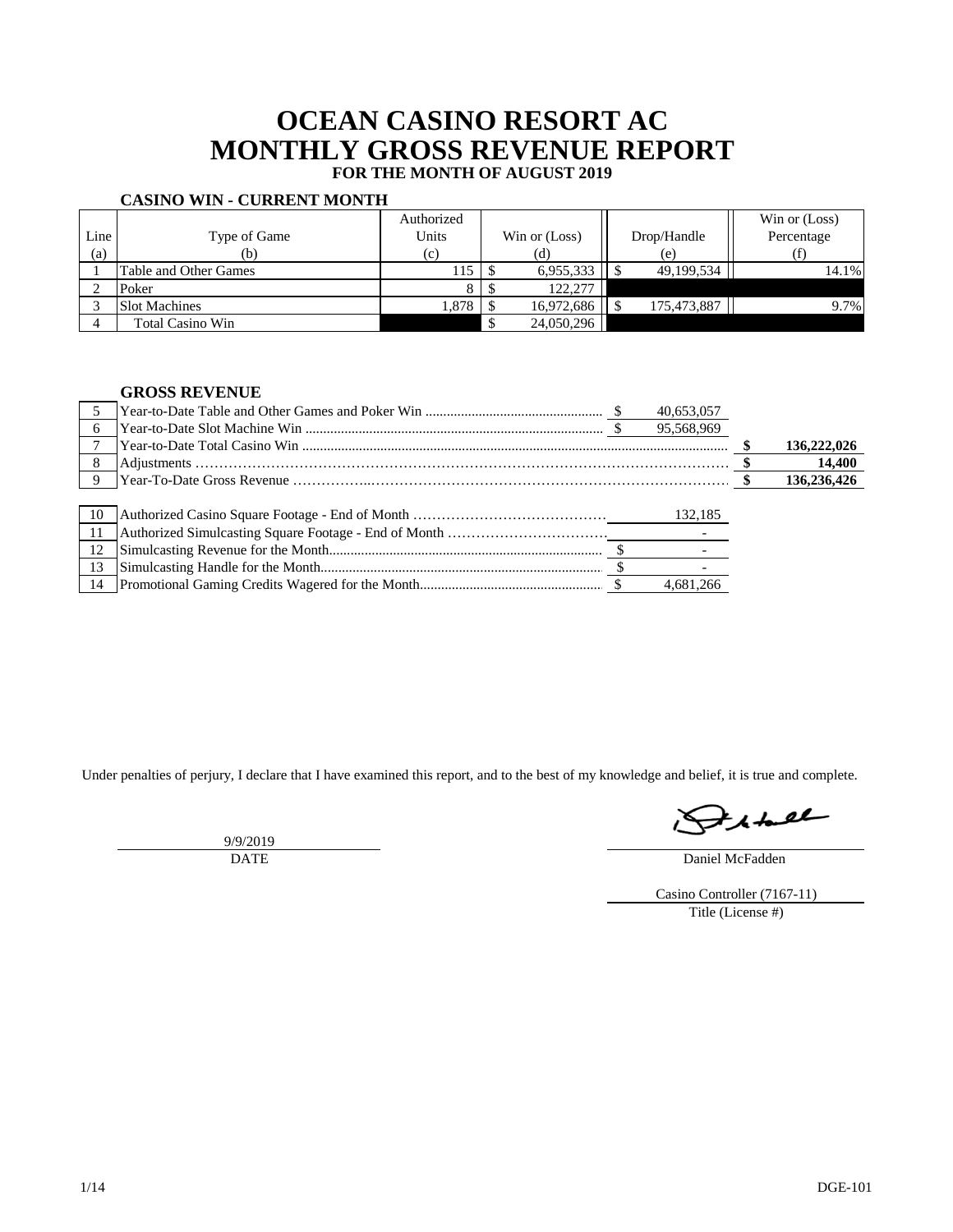# OCEAN CASINO RESORT AC
# MONTHLY GROSS REVENUE REPORT
### FOR THE MONTH OF AUGUST 2019

**CASINO WIN - CURRENT MONTH**

| Line (a) | Type of Game (b) | Authorized Units (c) | Win or (Loss) (d) | Drop/Handle (e) | Win or (Loss) Percentage (f) |
|---|---|---|---|---|---|
| 1 | Table and Other Games | 115 | $ 6,955,333 | $ 49,199,534 | 14.1% |
| 2 | Poker | 8 | $ 122,277 | | |
| 3 | Slot Machines | 1,878 | $ 16,972,686 | $ 175,473,887 | 9.7% |
| 4 | Total Casino Win | | $ 24,050,296 | | |

**GROSS REVENUE**

| Line | Description | | |
|---|---|---|---|
| 5 | Year-to-Date Table and Other Games and Poker Win | $ 40,653,057 | |
| 6 | Year-to-Date Slot Machine Win | $ 95,568,969 | |
| 7 | Year-to-Date Total Casino Win | | **$ 136,222,026** |
| 8 | Adjustments | | **$ 14,400** |
| 9 | Year-To-Date Gross Revenue | | **$ 136,236,426** |

| Line | Description | |
|---|---|---|
| 10 | Authorized Casino Square Footage - End of Month | 132,185 |
| 11 | Authorized Simulcasting Square Footage - End of Month | - |
| 12 | Simulcasting Revenue for the Month | $ - |
| 13 | Simulcasting Handle for the Month | $ - |
| 14 | Promotional Gaming Credits Wagered for the Month | $ 4,681,266 |

Under penalties of perjury, I declare that I have examined this report, and to the best of my knowledge and belief, it is true and complete.

9/9/2019
DATE

Daniel McFadden

Casino Controller (7167-11)
Title (License #)

DGE-101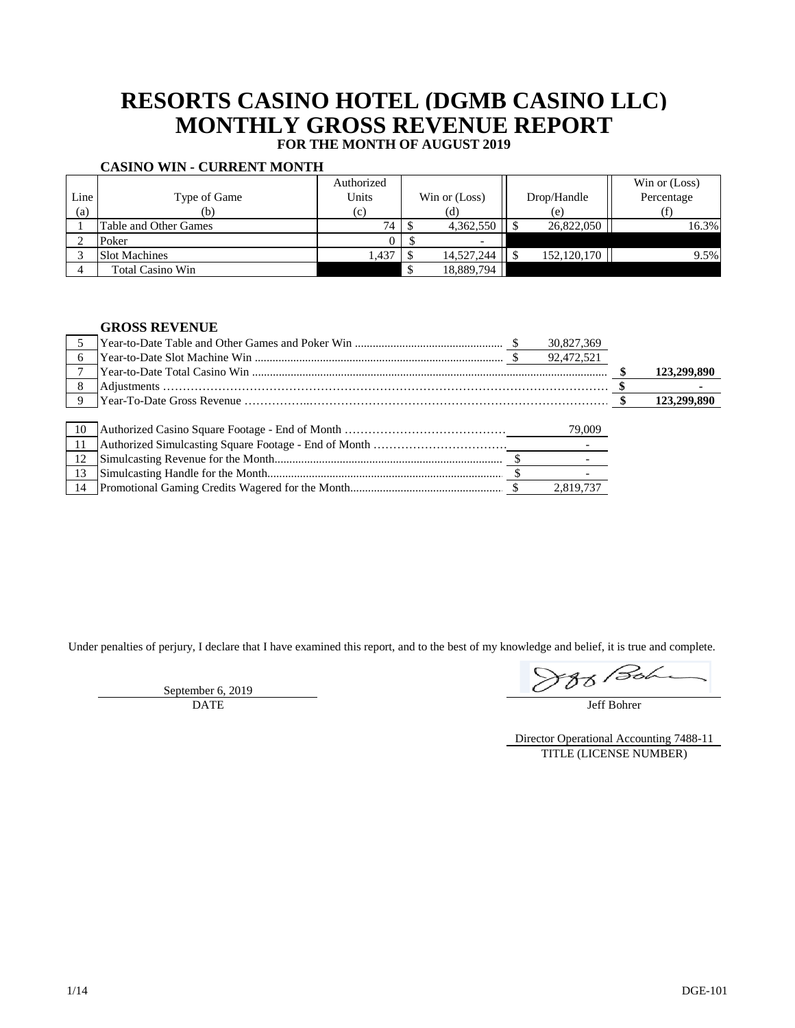# RESORTS CASINO HOTEL (DGMB CASINO LLC)
# MONTHLY GROSS REVENUE REPORT
### FOR THE MONTH OF AUGUST 2019

**CASINO WIN - CURRENT MONTH**

| Line (a) | Type of Game (b) | Authorized Units (c) | Win or (Loss) (d) | Drop/Handle (e) | Win or (Loss) Percentage (f) |
|---|---|---|---|---|---|
| 1 | Table and Other Games | 74 | $ 4,362,550 | $ 26,822,050 | 16.3% |
| 2 | Poker | 0 | $ - | | |
| 3 | Slot Machines | 1,437 | $ 14,527,244 | $ 152,120,170 | 9.5% |
| 4 | Total Casino Win | | $ 18,889,794 | | |

**GROSS REVENUE**

| Line | Description | Amount | Total |
|---|---|---|---|
| 5 | Year-to-Date Table and Other Games and Poker Win | $ 30,827,369 | |
| 6 | Year-to-Date Slot Machine Win | $ 92,472,521 | |
| 7 | Year-to-Date Total Casino Win | | **$ 123,299,890** |
| 8 | Adjustments | | **$ -** |
| 9 | Year-To-Date Gross Revenue | | **$ 123,299,890** |

| Line | Description | Amount |
|---|---|---|
| 10 | Authorized Casino Square Footage - End of Month | 79,009 |
| 11 | Authorized Simulcasting Square Footage - End of Month | - |
| 12 | Simulcasting Revenue for the Month | $ - |
| 13 | Simulcasting Handle for the Month | $ - |
| 14 | Promotional Gaming Credits Wagered for the Month | $ 2,819,737 |

Under penalties of perjury, I declare that I have examined this report, and to the best of my knowledge and belief, it is true and complete.

September 6, 2019
DATE

Jeff Bohrer

Director Operational Accounting 7488-11
TITLE (LICENSE NUMBER)

DGE-101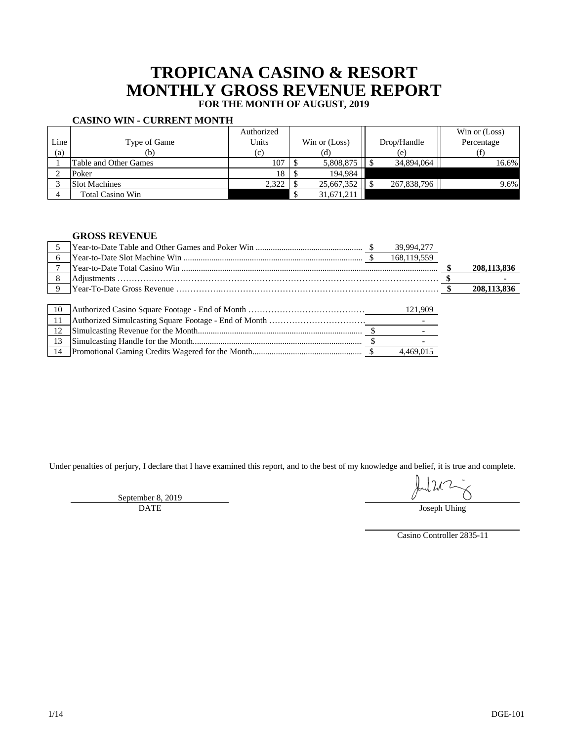# TROPICANA CASINO & RESORT
# MONTHLY GROSS REVENUE REPORT
### FOR THE MONTH OF AUGUST, 2019

**CASINO WIN - CURRENT MONTH**

| Line (a) | Type of Game (b) | Authorized Units (c) | Win or (Loss) (d) | Drop/Handle (e) | Win or (Loss) Percentage (f) |
|---|---|---|---|---|---|
| 1 | Table and Other Games | 107 | $ 5,808,875 | $ 34,894,064 | 16.6% |
| 2 | Poker | 18 | $ 194,984 | | |
| 3 | Slot Machines | 2,322 | $ 25,667,352 | $ 267,838,796 | 9.6% |
| 4 | Total Casino Win | | $ 31,671,211 | | |

**GROSS REVENUE**

| | | | |
|---|---|---|---|
| 5 | Year-to-Date Table and Other Games and Poker Win | $ 39,994,277 | |
| 6 | Year-to-Date Slot Machine Win | $ 168,119,559 | |
| 7 | Year-to-Date Total Casino Win | | **$ 208,113,836** |
| 8 | Adjustments | | **$ -** |
| 9 | Year-To-Date Gross Revenue | | **$ 208,113,836** |

| | | |
|---|---|---|
| 10 | Authorized Casino Square Footage - End of Month | 121,909 |
| 11 | Authorized Simulcasting Square Footage - End of Month | - |
| 12 | Simulcasting Revenue for the Month | $ - |
| 13 | Simulcasting Handle for the Month | $ - |
| 14 | Promotional Gaming Credits Wagered for the Month | $ 4,469,015 |

Under penalties of perjury, I declare that I have examined this report, and to the best of my knowledge and belief, it is true and complete.

September 8, 2019
DATE

Joseph Uhing

Casino Controller 2835-11

DGE-101